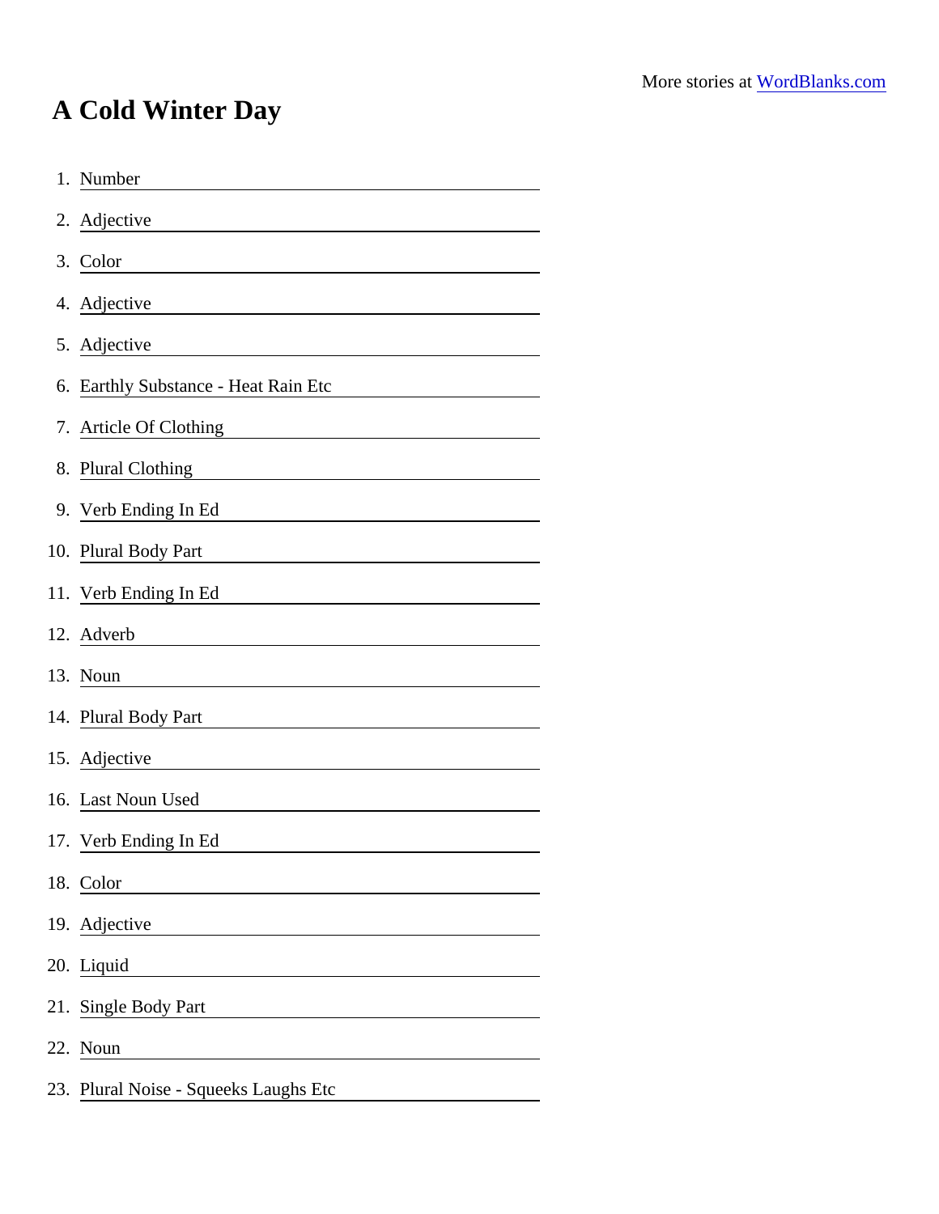More stories at WordBlanks.com

# A Cold Winter Day

1. Number ____________________
2. Adjective ____________________
3. Color ____________________
4. Adjective ____________________
5. Adjective ____________________
6. Earthly Substance - Heat Rain Etc ____________________
7. Article Of Clothing ____________________
8. Plural Clothing ____________________
9. Verb Ending In Ed ____________________
10. Plural Body Part ____________________
11. Verb Ending In Ed ____________________
12. Adverb ____________________
13. Noun ____________________
14. Plural Body Part ____________________
15. Adjective ____________________
16. Last Noun Used ____________________
17. Verb Ending In Ed ____________________
18. Color ____________________
19. Adjective ____________________
20. Liquid ____________________
21. Single Body Part ____________________
22. Noun ____________________
23. Plural Noise - Squeeks Laughs Etc ____________________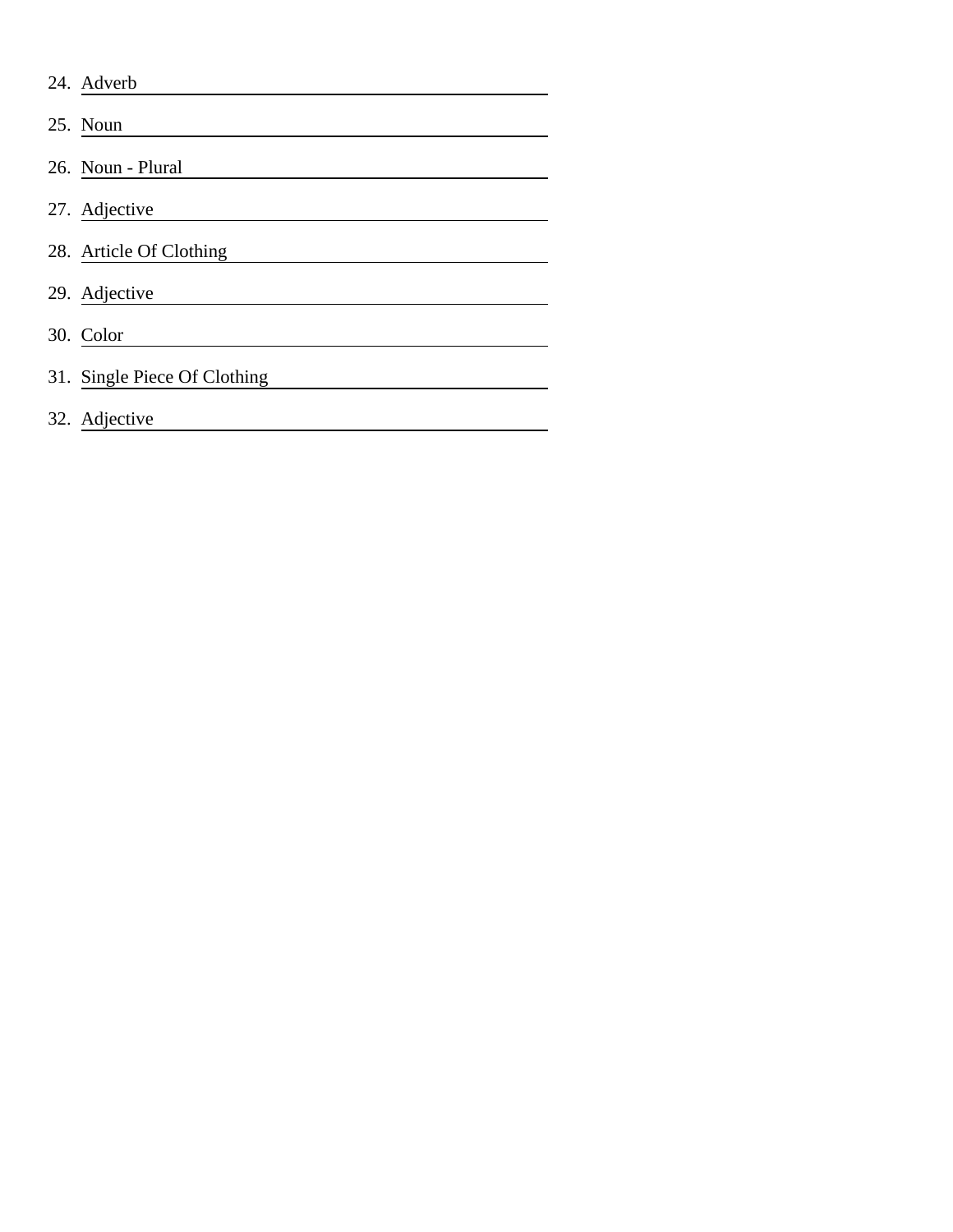24. Adverb ____________________

25. Noun ____________________

26. Noun - Plural ____________________

27. Adjective ____________________

28. Article Of Clothing ____________________

29. Adjective ____________________

30. Color ____________________

31. Single Piece Of Clothing ____________________

32. Adjective ____________________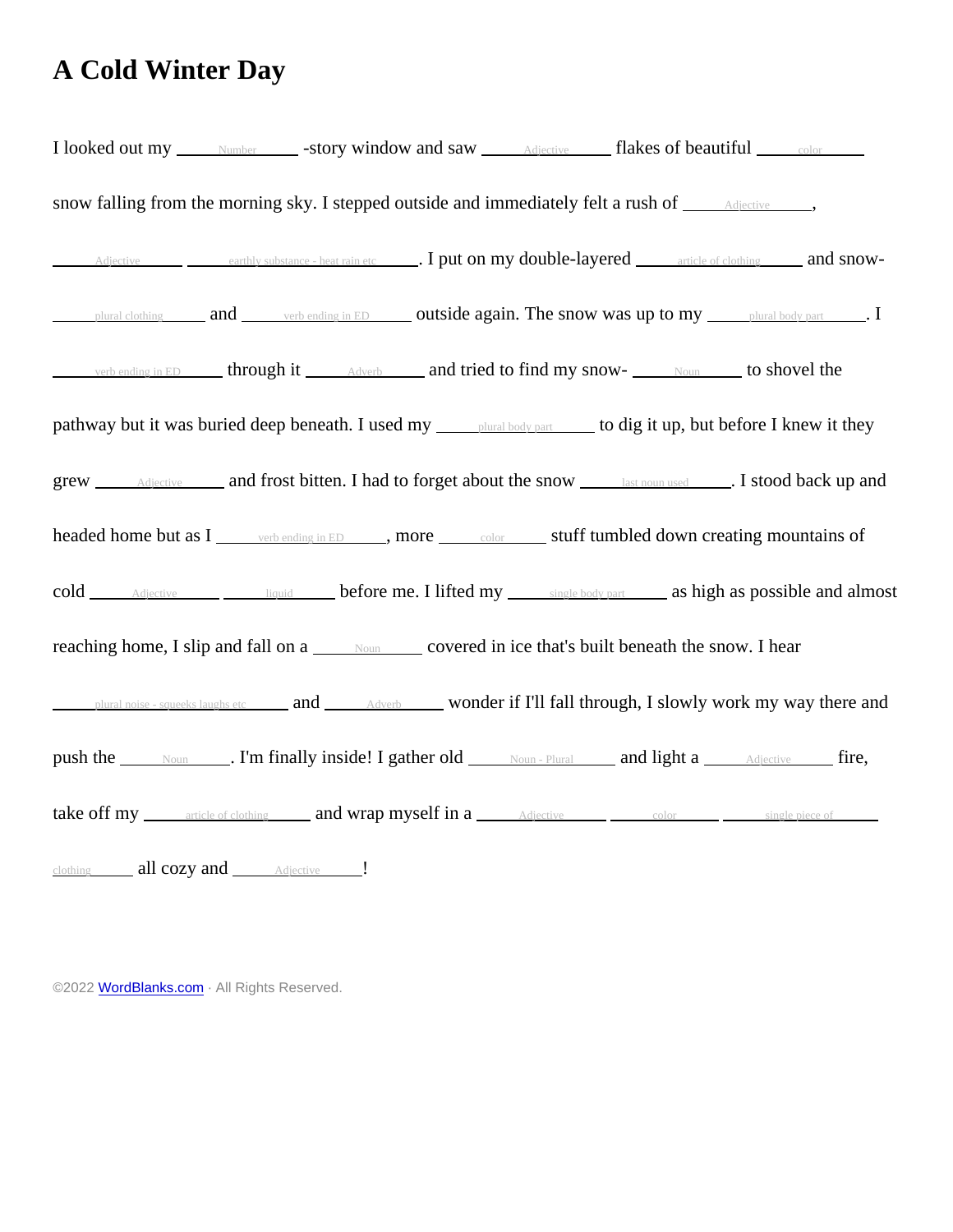# A Cold Winter Day

I looked out my _____Number_____ -story window and saw _____Adjective_____ flakes of beautiful _____color_____ snow falling from the morning sky. I stepped outside and immediately felt a rush of _____Adjective_____, _____Adjective_____ _____earthly substance - heat rain etc_____. I put on my double-layered _____article of clothing_____ and snow- _____plural clothing_____ and _____verb ending in ED_____ outside again. The snow was up to my _____plural body part_____. I _____verb ending in ED_____ through it _____Adverb_____ and tried to find my snow- _____Noun_____ to shovel the pathway but it was buried deep beneath. I used my _____plural body part_____ to dig it up, but before I knew it they grew _____Adjective_____ and frost bitten. I had to forget about the snow _____last noun used_____. I stood back up and headed home but as I _____verb ending in ED_____, more _____color_____ stuff tumbled down creating mountains of cold _____Adjective_____ _____liquid_____ before me. I lifted my _____single body part_____ as high as possible and almost reaching home, I slip and fall on a _____Noun_____ covered in ice that's built beneath the snow. I hear _____plural noise - squeeks laughs etc_____ and _____Adverb_____ wonder if I'll fall through, I slowly work my way there and push the _____Noun_____. I'm finally inside! I gather old _____Noun - Plural_____ and light a _____Adjective_____ fire, take off my _____article of clothing_____ and wrap myself in a _____Adjective_____ _____color_____ _____single piece of clothing_____ all cozy and _____Adjective_____!

©2022 WordBlanks.com · All Rights Reserved.